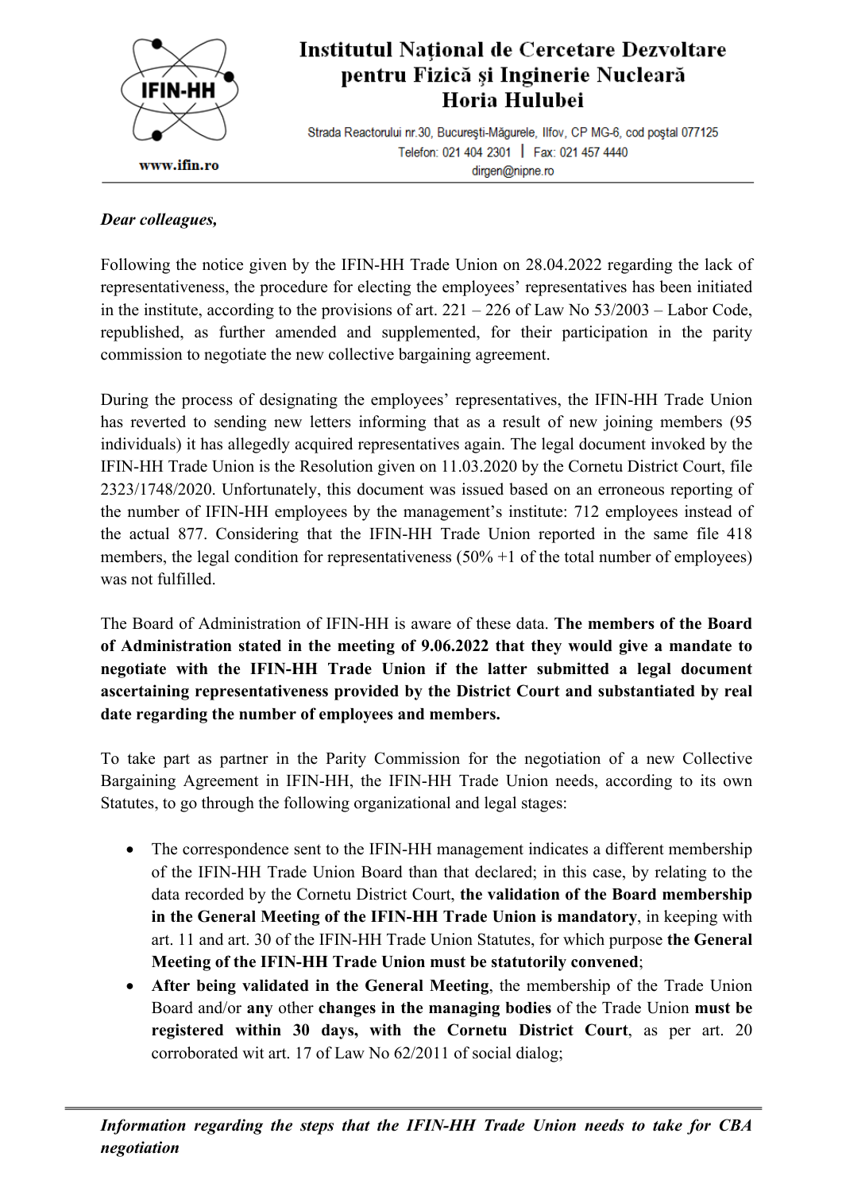# Institutul Național de Cercetare Dezvoltare pentru Fizică și Inginerie Nucleară Horia Hulubei

Strada Reactorului nr.30, București-Măgurele, Ilfov, CP MG-6, cod poștal 077125
Telefon: 021 404 2301 | Fax: 021 457 4440
dirgen@nipne.ro

www.ifin.ro

***Dear colleagues,***

Following the notice given by the IFIN-HH Trade Union on 28.04.2022 regarding the lack of representativeness, the procedure for electing the employees' representatives has been initiated in the institute, according to the provisions of art. 221 – 226 of Law No 53/2003 – Labor Code, republished, as further amended and supplemented, for their participation in the parity commission to negotiate the new collective bargaining agreement.

During the process of designating the employees' representatives, the IFIN-HH Trade Union has reverted to sending new letters informing that as a result of new joining members (95 individuals) it has allegedly acquired representatives again. The legal document invoked by the IFIN-HH Trade Union is the Resolution given on 11.03.2020 by the Cornetu District Court, file 2323/1748/2020. Unfortunately, this document was issued based on an erroneous reporting of the number of IFIN-HH employees by the management's institute: 712 employees instead of the actual 877. Considering that the IFIN-HH Trade Union reported in the same file 418 members, the legal condition for representativeness (50% +1 of the total number of employees) was not fulfilled.

The Board of Administration of IFIN-HH is aware of these data. **The members of the Board of Administration stated in the meeting of 9.06.2022 that they would give a mandate to negotiate with the IFIN-HH Trade Union if the latter submitted a legal document ascertaining representativeness provided by the District Court and substantiated by real date regarding the number of employees and members.**

To take part as partner in the Parity Commission for the negotiation of a new Collective Bargaining Agreement in IFIN-HH, the IFIN-HH Trade Union needs, according to its own Statutes, to go through the following organizational and legal stages:

- The correspondence sent to the IFIN-HH management indicates a different membership of the IFIN-HH Trade Union Board than that declared; in this case, by relating to the data recorded by the Cornetu District Court, **the validation of the Board membership in the General Meeting of the IFIN-HH Trade Union is mandatory**, in keeping with art. 11 and art. 30 of the IFIN-HH Trade Union Statutes, for which purpose **the General Meeting of the IFIN-HH Trade Union must be statutorily convened**;
- **After being validated in the General Meeting**, the membership of the Trade Union Board and/or **any** other **changes in the managing bodies** of the Trade Union **must be registered within 30 days, with the Cornetu District Court**, as per art. 20 corroborated wit art. 17 of Law No 62/2011 of social dialog;

***Information regarding the steps that the IFIN-HH Trade Union needs to take for CBA negotiation***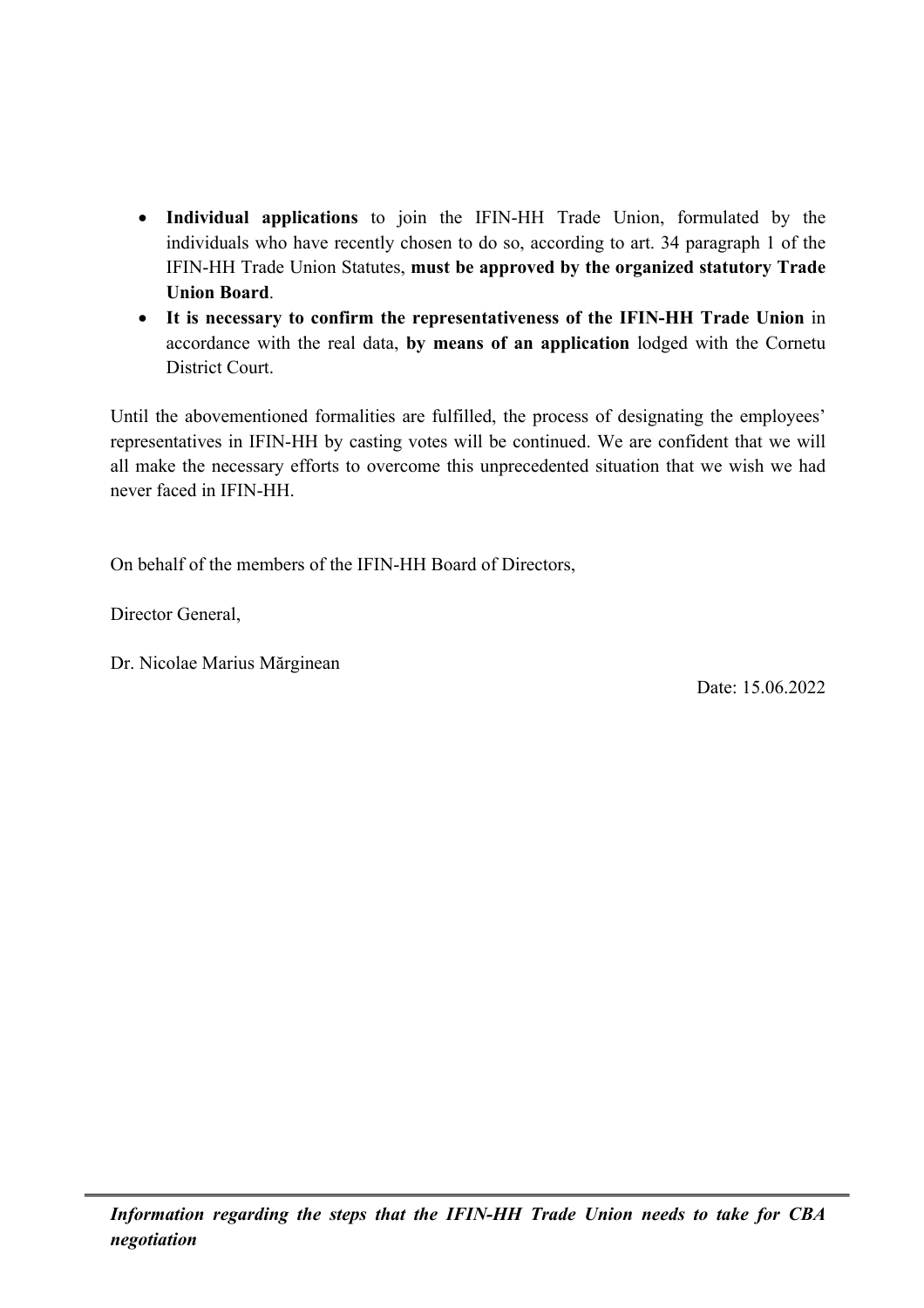- **Individual applications** to join the IFIN-HH Trade Union, formulated by the individuals who have recently chosen to do so, according to art. 34 paragraph 1 of the IFIN-HH Trade Union Statutes, **must be approved by the organized statutory Trade Union Board**.
- **It is necessary to confirm the representativeness of the IFIN-HH Trade Union** in accordance with the real data, **by means of an application** lodged with the Cornetu District Court.

Until the abovementioned formalities are fulfilled, the process of designating the employees' representatives in IFIN-HH by casting votes will be continued. We are confident that we will all make the necessary efforts to overcome this unprecedented situation that we wish we had never faced in IFIN-HH.

On behalf of the members of the IFIN-HH Board of Directors,

Director General,

Dr. Nicolae Marius Mărginean

Date: 15.06.2022